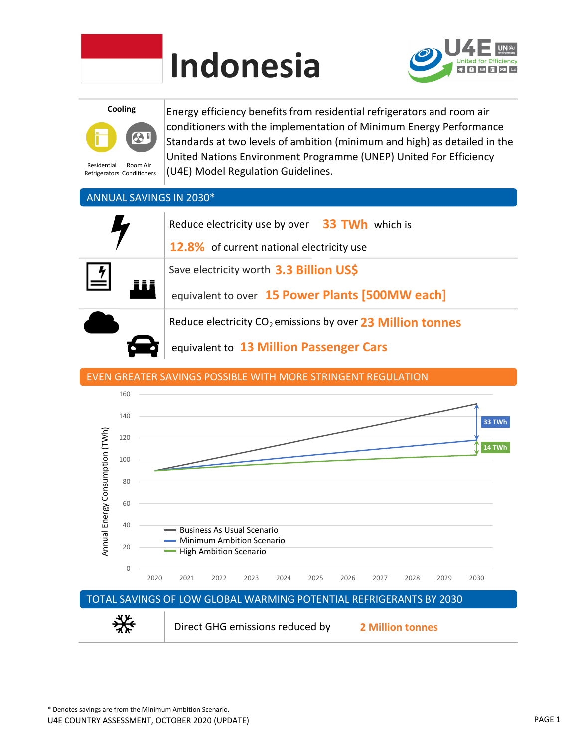# Indonesia

**Cooling**

Residential Refrigerators | Room Air Conditioners

Energy efficiency benefits from residential refrigerators and room air conditioners with the implementation of Minimum Energy Performance Standards at two levels of ambition (minimum and high) as detailed in the United Nations Environment Programme (UNEP) United For Efficiency (U4E) Model Regulation Guidelines.

## ANNUAL SAVINGS IN 2030*

Reduce electricity use by over **33 TWh** which is **12.8%** of current national electricity use

Save electricity worth **3.3 Billion US$** equivalent to over **15 Power Plants [500MW each]**

Reduce electricity $CO_2$ emissions by over **23 Million tonnes** equivalent to **13 Million Passenger Cars**

## EVEN GREATER SAVINGS POSSIBLE WITH MORE STRINGENT REGULATION

Annual Energy Consumption (TWh), 2020–2030

- Business As Usual Scenario
- Minimum Ambition Scenario
- High Ambition Scenario

33 TWh | 14 TWh

## TOTAL SAVINGS OF LOW GLOBAL WARMING POTENTIAL REFRIGERANTS BY 2030

Direct GHG emissions reduced by **2 Million tonnes**

\* Denotes savings are from the Minimum Ambition Scenario.

U4E COUNTRY ASSESSMENT, OCTOBER 2020 (UPDATE)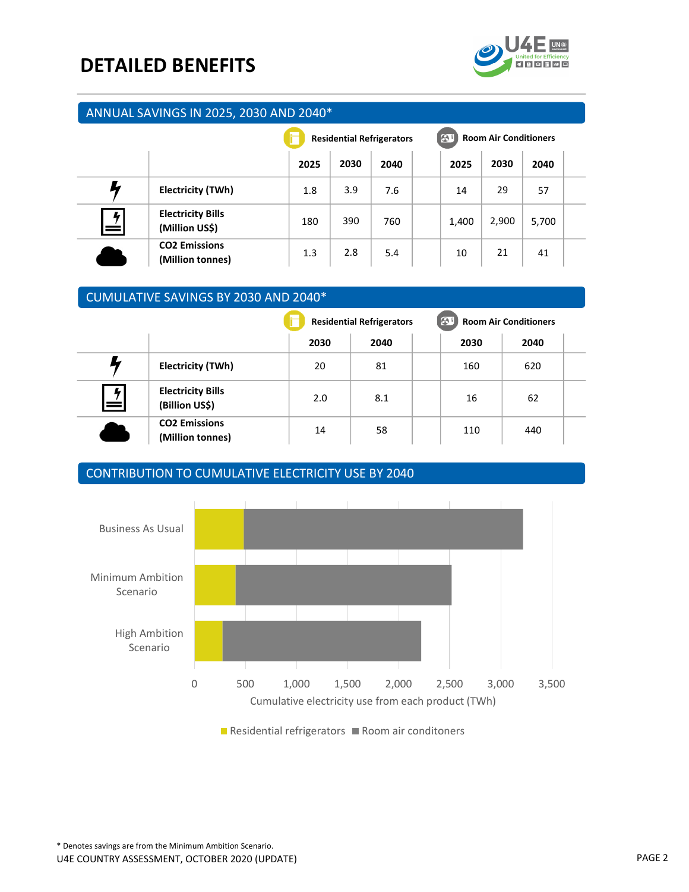# DETAILED BENEFITS

## ANNUAL SAVINGS IN 2025, 2030 AND 2040*

| | Residential Refrigerators | | | Room Air Conditioners | | |
|---|---|---|---|---|---|---|
| | 2025 | 2030 | 2040 | 2025 | 2030 | 2040 |
| Electricity (TWh) | 1.8 | 3.9 | 7.6 | 14 | 29 | 57 |
| Electricity Bills (Million US$) | 180 | 390 | 760 | 1,400 | 2,900 | 5,700 |
| $CO_2$ Emissions (Million tonnes) | 1.3 | 2.8 | 5.4 | 10 | 21 | 41 |

## CUMULATIVE SAVINGS BY 2030 AND 2040*

| | Residential Refrigerators | | Room Air Conditioners | |
|---|---|---|---|---|
| | 2030 | 2040 | 2030 | 2040 |
| Electricity (TWh) | 20 | 81 | 160 | 620 |
| Electricity Bills (Billion US$) | 2.0 | 8.1 | 16 | 62 |
| $CO_2$ Emissions (Million tonnes) | 14 | 58 | 110 | 440 |

## CONTRIBUTION TO CUMULATIVE ELECTRICITY USE BY 2040

Cumulative electricity use from each product (TWh)

Business As Usual; Minimum Ambition Scenario; High Ambition Scenario

Residential refrigerators ■ Room air conditoners

\* Denotes savings are from the Minimum Ambition Scenario.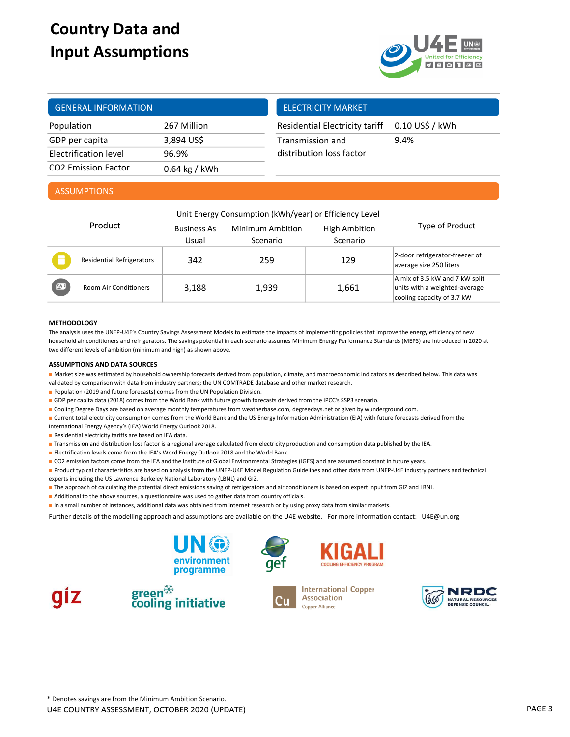# Country Data and Input Assumptions

## GENERAL INFORMATION

| | |
|---|---|
| Population | 267 Million |
| GDP per capita | 3,894 US$ |
| Electrification level | 96.9% |
| CO2 Emission Factor | 0.64 kg / kWh |

## ELECTRICITY MARKET

| | |
|---|---|
| Residential Electricity tariff | 0.10 US$ / kWh |
| Transmission and distribution loss factor | 9.4% |

## ASSUMPTIONS

| Product | Unit Energy Consumption (kWh/year) or Efficiency Level | | | Type of Product |
|---|---|---|---|---|
| | Business As Usual | Minimum Ambition Scenario | High Ambition Scenario | |
| Residential Refrigerators | 342 | 259 | 129 | 2-door refrigerator-freezer of average size 250 liters |
| Room Air Conditioners | 3,188 | 1,939 | 1,661 | A mix of 3.5 kW and 7 kW split units with a weighted-average cooling capacity of 3.7 kW |

**METHODOLOGY**

The analysis uses the UNEP-U4E's Country Savings Assessment Models to estimate the impacts of implementing policies that improve the energy efficiency of new household air conditioners and refrigerators. The savings potential in each scenario assumes Minimum Energy Performance Standards (MEPS) are introduced in 2020 at two different levels of ambition (minimum and high) as shown above.

**ASSUMPTIONS AND DATA SOURCES**

- Market size was estimated by household ownership forecasts derived from population, climate, and macroeconomic indicators as described below. This data was validated by comparison with data from industry partners; the UN COMTRADE database and other market research.
- Population (2019 and future forecasts) comes from the UN Population Division.
- GDP per capita data (2018) comes from the World Bank with future growth forecasts derived from the IPCC's SSP3 scenario.
- Cooling Degree Days are based on average monthly temperatures from weatherbase.com, degreedays.net or given by wunderground.com.
- Current total electricity consumption comes from the World Bank and the US Energy Information Administration (EIA) with future forecasts derived from the International Energy Agency's (IEA) World Energy Outlook 2018.
- Residential electricity tariffs are based on IEA data.
- Transmission and distribution loss factor is a regional average calculated from electricity production and consumption data published by the IEA.
- Electrification levels come from the IEA's Word Energy Outlook 2018 and the World Bank.
- CO2 emission factors come from the IEA and the Institute of Global Environmental Strategies (IGES) and are assumed constant in future years.
- Product typical characteristics are based on analysis from the UNEP-U4E Model Regulation Guidelines and other data from UNEP-U4E industry partners and technical experts including the US Lawrence Berkeley National Laboratory (LBNL) and GIZ.
- The approach of calculating the potential direct emissions saving of refrigerators and air conditioners is based on expert input from GIZ and LBNL.
- Additional to the above sources, a questionnaire was used to gather data from country officials.
- In a small number of instances, additional data was obtained from internet research or by using proxy data from similar markets.

Further details of the modelling approach and assumptions are available on the U4E website. For more information contact: U4E@un.org

\* Denotes savings are from the Minimum Ambition Scenario.